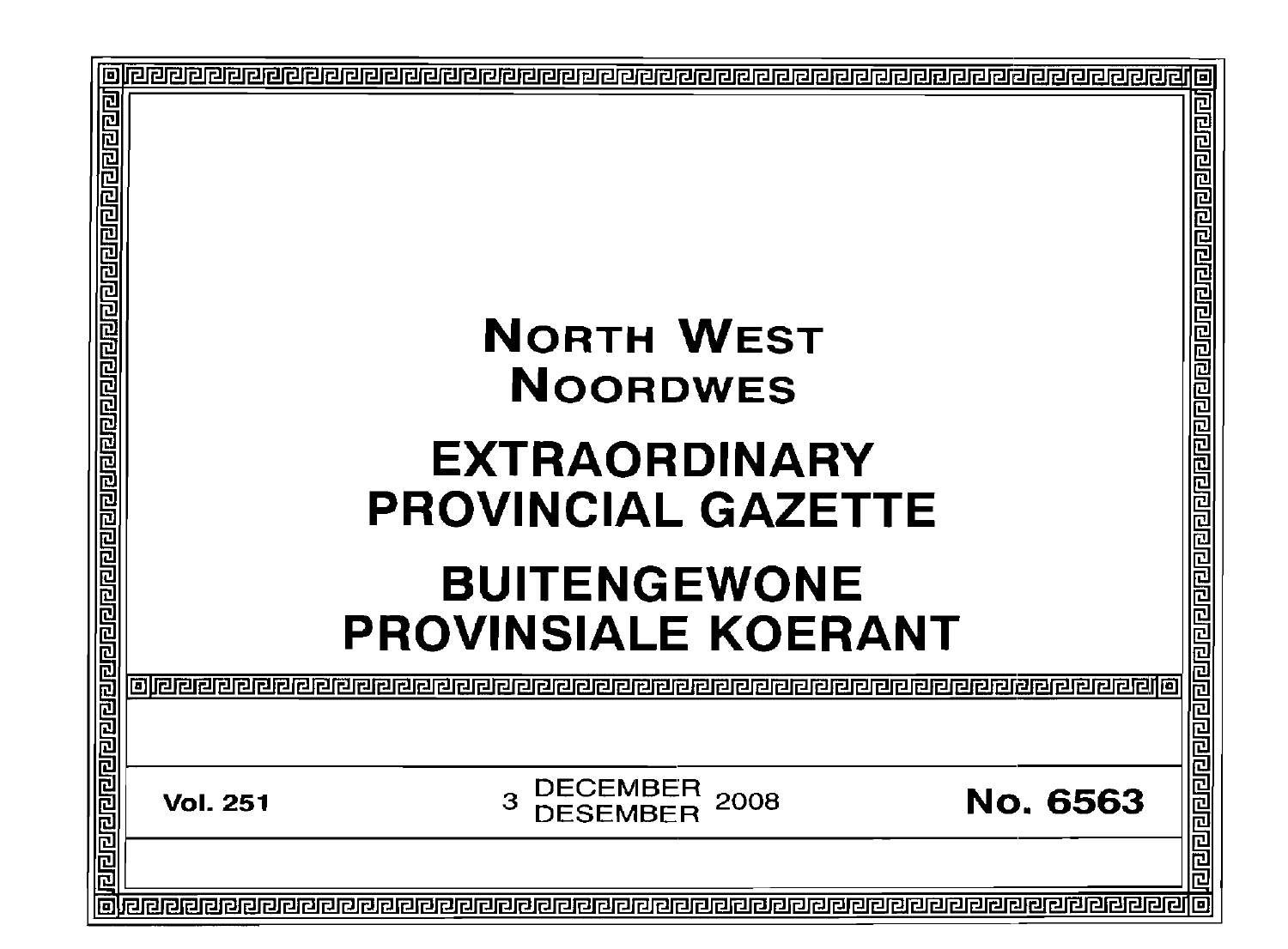# NORTH WEST
# NOORDWES

# EXTRAORDINARY PROVINCIAL GAZETTE

# BUITENGEWONE PROVINSIALE KOERANT

**Vol. 251** | 3 DECEMBER / DESEMBER 2008 | **No. 6563**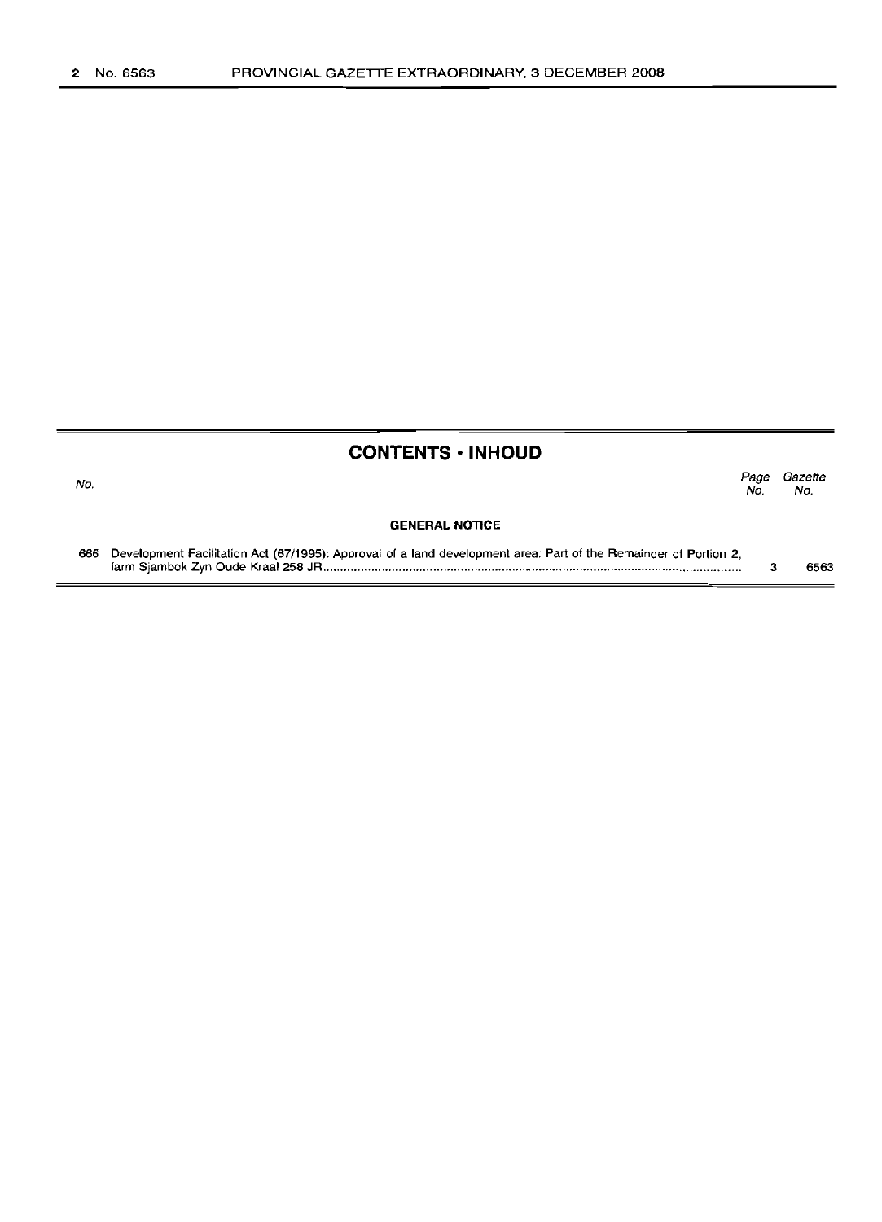## CONTENTS • INHOUD

| No. | | Page No. | Gazette No. |
|---|---|---|---|
| | **GENERAL NOTICE** | | |
| 666 | Development Facilitation Act (67/1995): Approval of a land development area: Part of the Remainder of Portion 2, farm Sjambok Zyn Oude Kraal 258 JR | 3 | 6563 |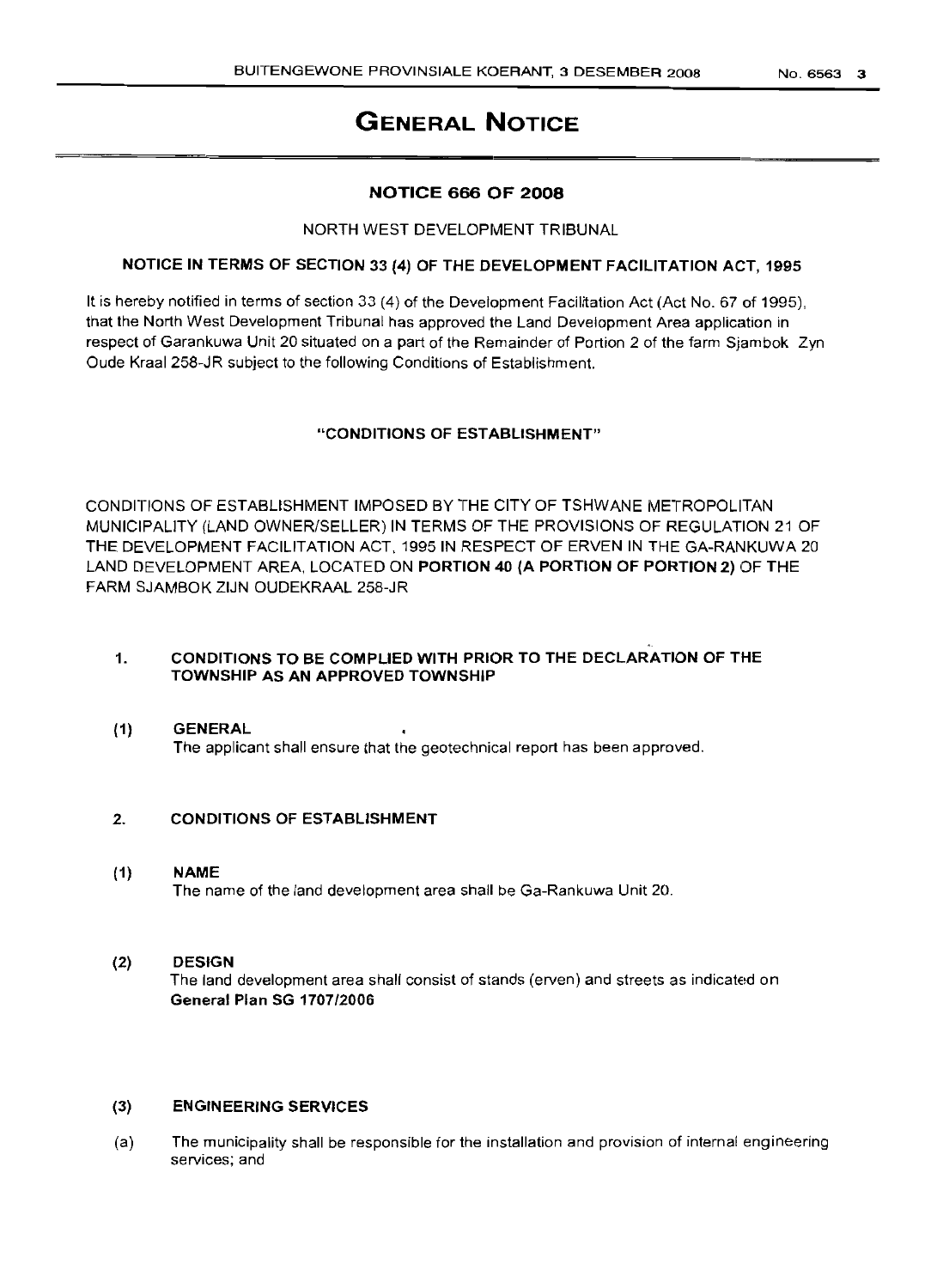# GENERAL NOTICE

## NOTICE 666 OF 2008

NORTH WEST DEVELOPMENT TRIBUNAL

**NOTICE IN TERMS OF SECTION 33 (4) OF THE DEVELOPMENT FACILITATION ACT, 1995**

It is hereby notified in terms of section 33 (4) of the Development Facilitation Act (Act No. 67 of 1995), that the North West Development Tribunal has approved the Land Development Area application in respect of Garankuwa Unit 20 situated on a part of the Remainder of Portion 2 of the farm Sjambok Zyn Oude Kraal 258-JR subject to the following Conditions of Establishment.

**"CONDITIONS OF ESTABLISHMENT"**

CONDITIONS OF ESTABLISHMENT IMPOSED BY THE CITY OF TSHWANE METROPOLITAN MUNICIPALITY (LAND OWNER/SELLER) IN TERMS OF THE PROVISIONS OF REGULATION 21 OF THE DEVELOPMENT FACILITATION ACT, 1995 IN RESPECT OF ERVEN IN THE GA-RANKUWA 20 LAND DEVELOPMENT AREA, LOCATED ON **PORTION 40 (A PORTION OF PORTION 2)** OF THE FARM SJAMBOK ZIJN OUDEKRAAL 258-JR

**1. CONDITIONS TO BE COMPLIED WITH PRIOR TO THE DECLARATION OF THE TOWNSHIP AS AN APPROVED TOWNSHIP**

**(1) GENERAL**

The applicant shall ensure that the geotechnical report has been approved.

**2. CONDITIONS OF ESTABLISHMENT**

**(1) NAME**

The name of the land development area shall be Ga-Rankuwa Unit 20.

**(2) DESIGN**

The land development area shall consist of stands (erven) and streets as indicated on **General Plan SG 1707/2006**

**(3) ENGINEERING SERVICES**

(a) The municipality shall be responsible for the installation and provision of internal engineering services; and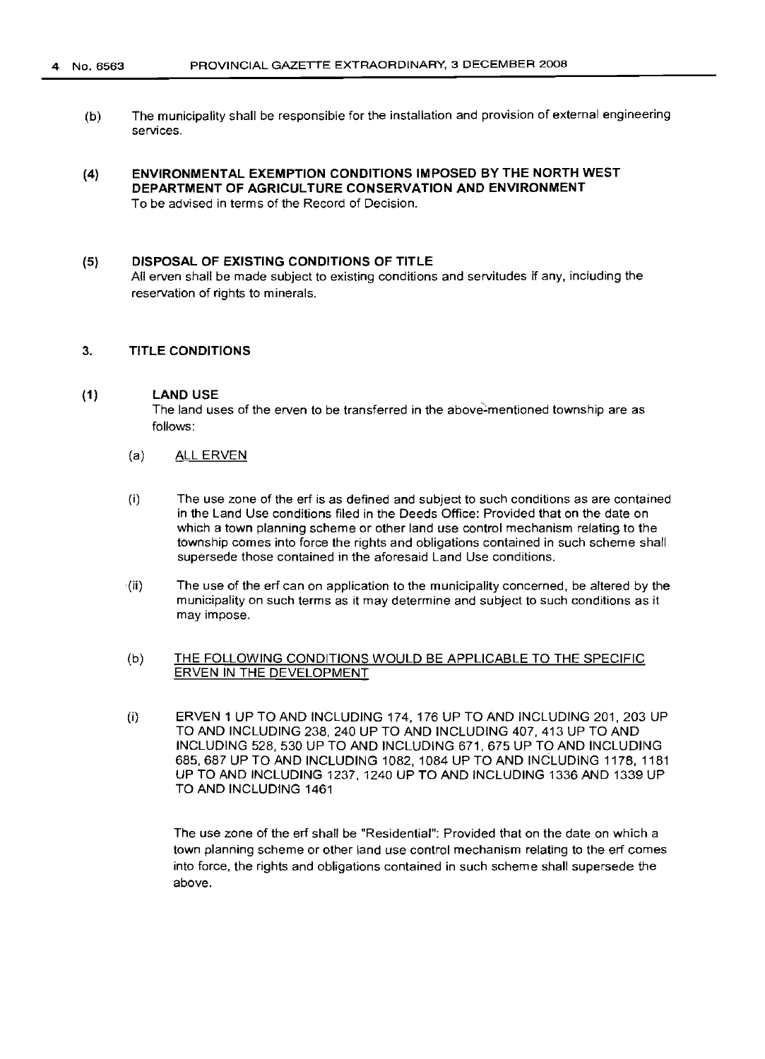(b) The municipality shall be responsible for the installation and provision of external engineering services.

**(4) ENVIRONMENTAL EXEMPTION CONDITIONS IMPOSED BY THE NORTH WEST DEPARTMENT OF AGRICULTURE CONSERVATION AND ENVIRONMENT**

To be advised in terms of the Record of Decision.

**(5) DISPOSAL OF EXISTING CONDITIONS OF TITLE**

All erven shall be made subject to existing conditions and servitudes if any, including the reservation of rights to minerals.

## 3. TITLE CONDITIONS

**(1) LAND USE**

The land uses of the erven to be transferred in the above-mentioned township are as follows:

(a) ALL ERVEN

(i) The use zone of the erf is as defined and subject to such conditions as are contained in the Land Use conditions filed in the Deeds Office: Provided that on the date on which a town planning scheme or other land use control mechanism relating to the township comes into force the rights and obligations contained in such scheme shall supersede those contained in the aforesaid Land Use conditions.

(ii) The use of the erf can on application to the municipality concerned, be altered by the municipality on such terms as it may determine and subject to such conditions as it may impose.

(b) THE FOLLOWING CONDITIONS WOULD BE APPLICABLE TO THE SPECIFIC ERVEN IN THE DEVELOPMENT

(i) ERVEN 1 UP TO AND INCLUDING 174, 176 UP TO AND INCLUDING 201, 203 UP TO AND INCLUDING 238, 240 UP TO AND INCLUDING 407, 413 UP TO AND INCLUDING 528, 530 UP TO AND INCLUDING 671, 675 UP TO AND INCLUDING 685, 687 UP TO AND INCLUDING 1082, 1084 UP TO AND INCLUDING 1178, 1181 UP TO AND INCLUDING 1237, 1240 UP TO AND INCLUDING 1336 AND 1339 UP TO AND INCLUDING 1461

The use zone of the erf shall be "Residential": Provided that on the date on which a town planning scheme or other land use control mechanism relating to the erf comes into force, the rights and obligations contained in such scheme shall supersede the above.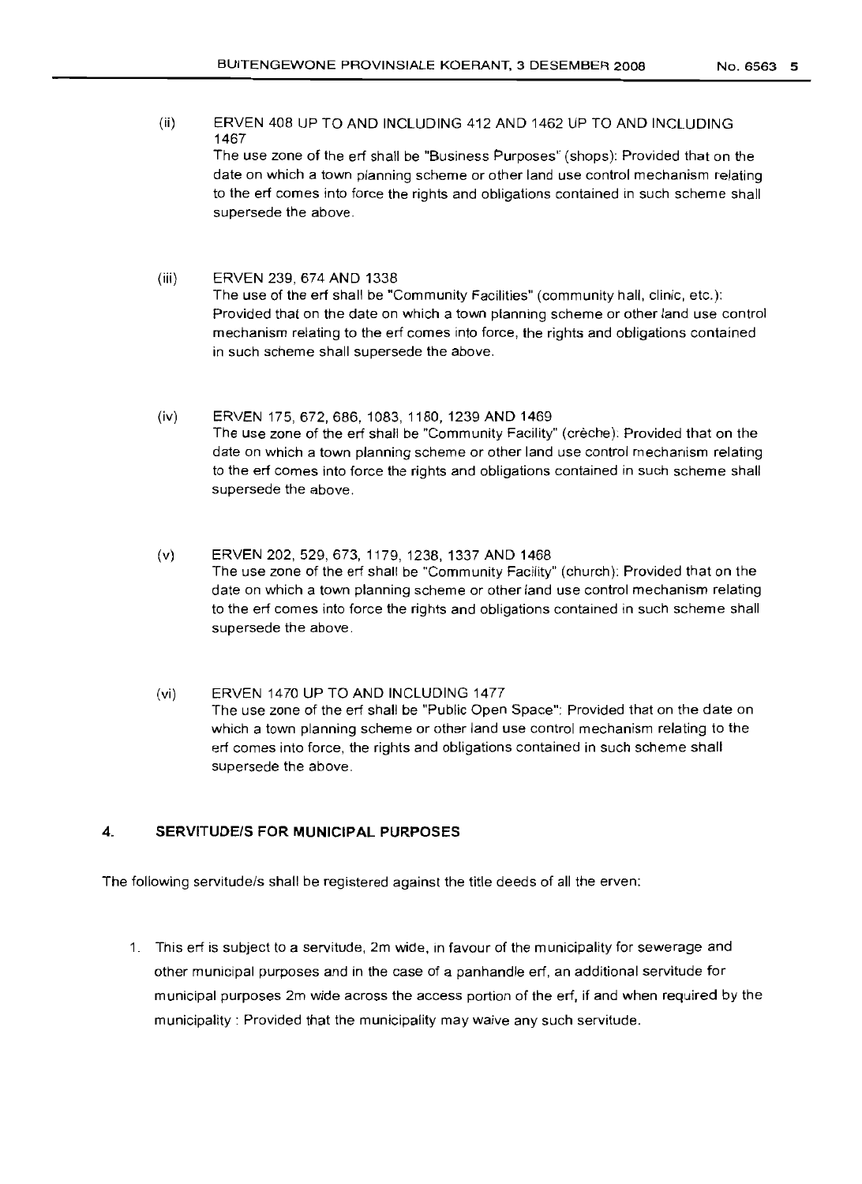(ii) ERVEN 408 UP TO AND INCLUDING 412 AND 1462 UP TO AND INCLUDING 1467

The use zone of the erf shall be "Business Purposes" (shops): Provided that on the date on which a town planning scheme or other land use control mechanism relating to the erf comes into force the rights and obligations contained in such scheme shall supersede the above.

(iii) ERVEN 239, 674 AND 1338

The use of the erf shall be "Community Facilities" (community hall, clinic, etc.): Provided that on the date on which a town planning scheme or other land use control mechanism relating to the erf comes into force, the rights and obligations contained in such scheme shall supersede the above.

(iv) ERVEN 175, 672, 686, 1083, 1180, 1239 AND 1469

The use zone of the erf shall be "Community Facility" (crèche): Provided that on the date on which a town planning scheme or other land use control mechanism relating to the erf comes into force the rights and obligations contained in such scheme shall supersede the above.

(v) ERVEN 202, 529, 673, 1179, 1238, 1337 AND 1468

The use zone of the erf shall be "Community Facility" (church): Provided that on the date on which a town planning scheme or other land use control mechanism relating to the erf comes into force the rights and obligations contained in such scheme shall supersede the above.

(vi) ERVEN 1470 UP TO AND INCLUDING 1477

The use zone of the erf shall be "Public Open Space": Provided that on the date on which a town planning scheme or other land use control mechanism relating to the erf comes into force, the rights and obligations contained in such scheme shall supersede the above.

## 4. SERVITUDE/S FOR MUNICIPAL PURPOSES

The following servitude/s shall be registered against the title deeds of all the erven:

1. This erf is subject to a servitude, 2m wide, in favour of the municipality for sewerage and other municipal purposes and in the case of a panhandle erf, an additional servitude for municipal purposes 2m wide across the access portion of the erf, if and when required by the municipality : Provided that the municipality may waive any such servitude.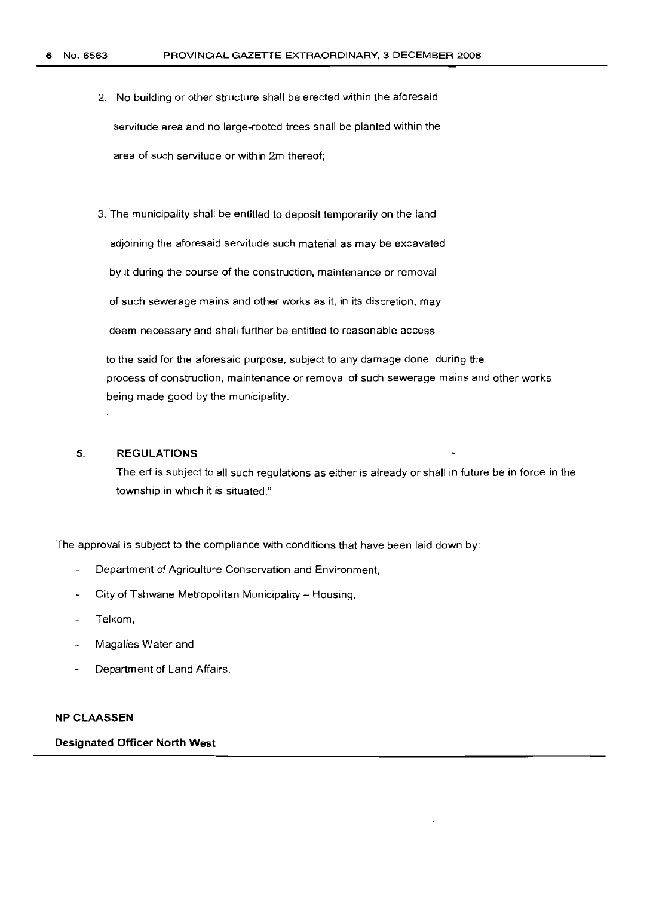2. No building or other structure shall be erected within the aforesaid servitude area and no large-rooted trees shall be planted within the area of such servitude or within 2m thereof;

3. The municipality shall be entitled to deposit temporarily on the land adjoining the aforesaid servitude such material as may be excavated by it during the course of the construction, maintenance or removal of such sewerage mains and other works as it, in its discretion, may deem necessary and shall further be entitled to reasonable access to the said for the aforesaid purpose, subject to any damage done during the process of construction, maintenance or removal of such sewerage mains and other works being made good by the municipality.

**5. REGULATIONS**

The erf is subject to all such regulations as either is already or shall in future be in force in the township in which it is situated."

The approval is subject to the compliance with conditions that have been laid down by:

- Department of Agriculture Conservation and Environment,
- City of Tshwane Metropolitan Municipality – Housing,
- Telkom,
- Magalies Water and
- Department of Land Affairs.

**NP CLAASSEN**

**Designated Officer North West**